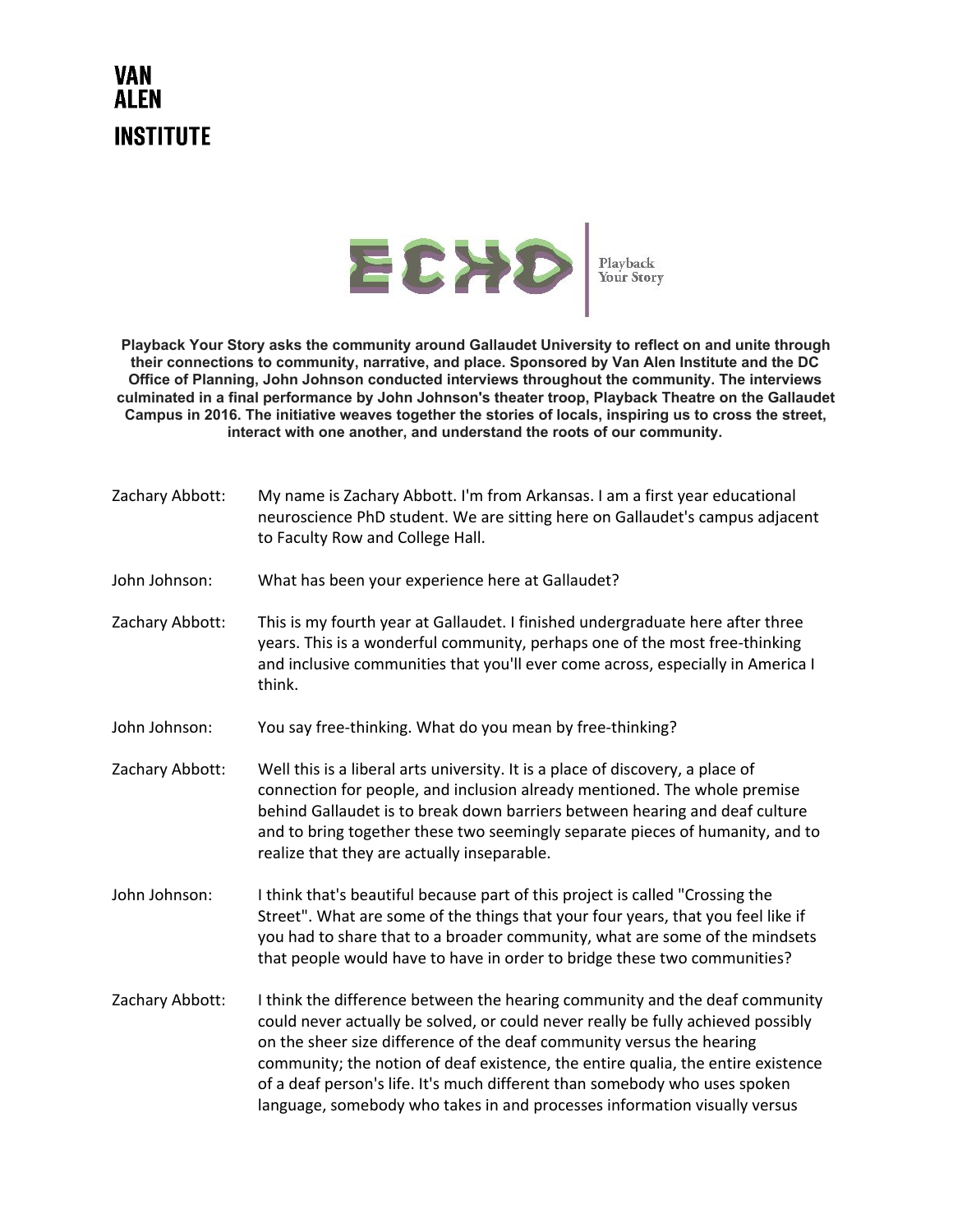# VAN ALEN INSTITUTE

# ECHO | Playback Your Story

**Playback Your Story asks the community around Gallaudet University to reflect on and unite through their connections to community, narrative, and place. Sponsored by Van Alen Institute and the DC Office of Planning, John Johnson conducted interviews throughout the community. The interviews culminated in a final performance by John Johnson's theater troop, Playback Theatre on the Gallaudet Campus in 2016. The initiative weaves together the stories of locals, inspiring us to cross the street, interact with one another, and understand the roots of our community.**

Zachary Abbott: My name is Zachary Abbott. I'm from Arkansas. I am a first year educational neuroscience PhD student. We are sitting here on Gallaudet's campus adjacent to Faculty Row and College Hall.

John Johnson: What has been your experience here at Gallaudet?

Zachary Abbott: This is my fourth year at Gallaudet. I finished undergraduate here after three years. This is a wonderful community, perhaps one of the most free-thinking and inclusive communities that you'll ever come across, especially in America I think.

John Johnson: You say free-thinking. What do you mean by free-thinking?

Zachary Abbott: Well this is a liberal arts university. It is a place of discovery, a place of connection for people, and inclusion already mentioned. The whole premise behind Gallaudet is to break down barriers between hearing and deaf culture and to bring together these two seemingly separate pieces of humanity, and to realize that they are actually inseparable.

John Johnson: I think that's beautiful because part of this project is called "Crossing the Street". What are some of the things that your four years, that you feel like if you had to share that to a broader community, what are some of the mindsets that people would have to have in order to bridge these two communities?

Zachary Abbott: I think the difference between the hearing community and the deaf community could never actually be solved, or could never really be fully achieved possibly on the sheer size difference of the deaf community versus the hearing community; the notion of deaf existence, the entire qualia, the entire existence of a deaf person's life. It's much different than somebody who uses spoken language, somebody who takes in and processes information visually versus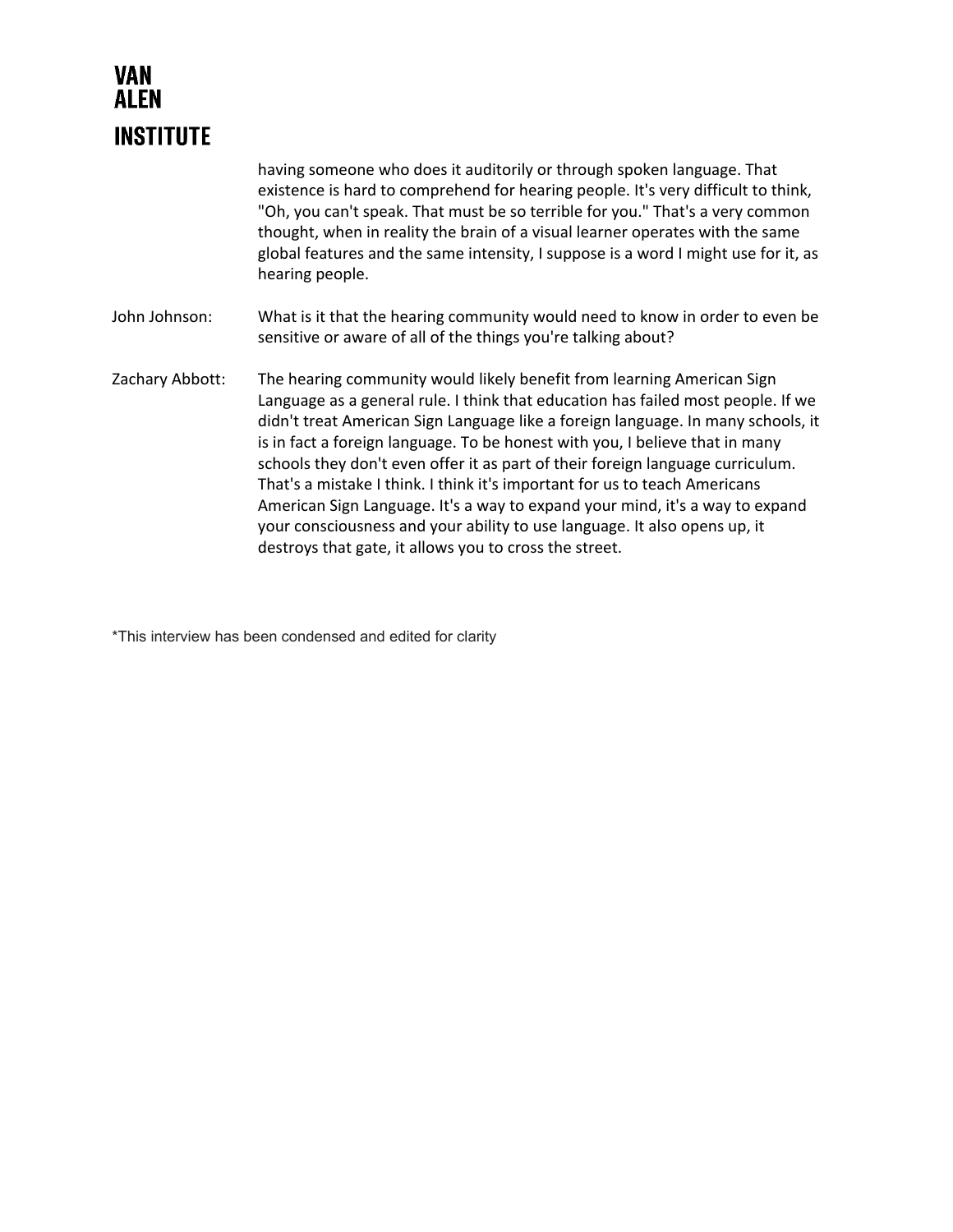having someone who does it auditorily or through spoken language. That existence is hard to comprehend for hearing people. It's very difficult to think, "Oh, you can't speak. That must be so terrible for you." That's a very common thought, when in reality the brain of a visual learner operates with the same global features and the same intensity, I suppose is a word I might use for it, as hearing people.

John Johnson: What is it that the hearing community would need to know in order to even be sensitive or aware of all of the things you're talking about?

Zachary Abbott: The hearing community would likely benefit from learning American Sign Language as a general rule. I think that education has failed most people. If we didn't treat American Sign Language like a foreign language. In many schools, it is in fact a foreign language. To be honest with you, I believe that in many schools they don't even offer it as part of their foreign language curriculum. That's a mistake I think. I think it's important for us to teach Americans American Sign Language. It's a way to expand your mind, it's a way to expand your consciousness and your ability to use language. It also opens up, it destroys that gate, it allows you to cross the street.

*This interview has been condensed and edited for clarity